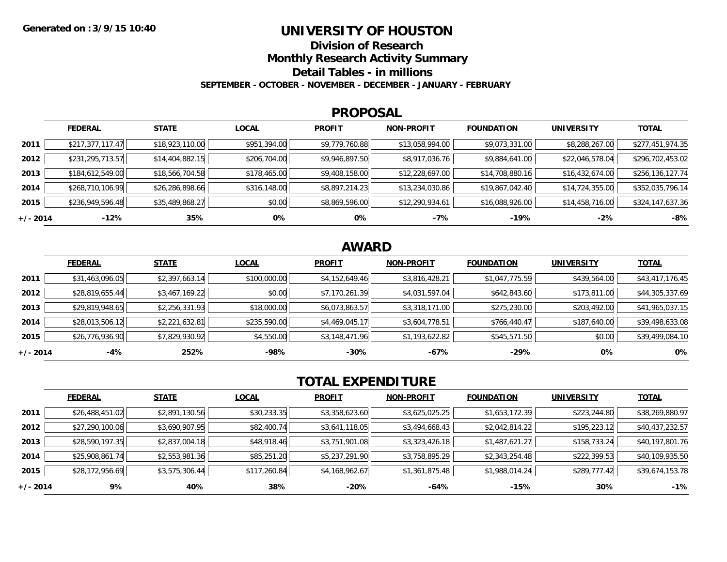**Generated on :3/9/15 10:40**

# UNIVERSITY OF HOUSTON

## Division of Research

## Monthly Research Activity Summary

## Detail Tables - in millions

**SEPTEMBER - OCTOBER - NOVEMBER - DECEMBER - JANUARY - FEBRUARY**

## PROPOSAL

| | FEDERAL | STATE | LOCAL | PROFIT | NON-PROFIT | FOUNDATION | UNIVERSITY | TOTAL |
|---|---|---|---|---|---|---|---|---|
| 2011 | $217,377,117.47 | $18,923,110.00 | $951,394.00 | $9,779,760.88 | $13,058,994.00 | $9,073,331.00 | $8,288,267.00 | $277,451,974.35 |
| 2012 | $231,295,713.57 | $14,404,882.15 | $206,704.00 | $9,946,897.50 | $8,917,036.76 | $9,884,641.00 | $22,046,578.04 | $296,702,453.02 |
| 2013 | $184,612,549.00 | $18,566,704.58 | $178,465.00 | $9,408,158.00 | $12,228,697.00 | $14,708,880.16 | $16,432,674.00 | $256,136,127.74 |
| 2014 | $268,710,106.99 | $26,286,898.66 | $316,148.00 | $8,897,214.23 | $13,234,030.86 | $19,867,042.40 | $14,724,355.00 | $352,035,796.14 |
| 2015 | $236,949,596.48 | $35,489,868.27 | $0.00 | $8,869,596.00 | $12,290,934.61 | $16,088,926.00 | $14,458,716.00 | $324,147,637.36 |
| +/- 2014 | -12% | 35% | 0% | 0% | -7% | -19% | -2% | -8% |

## AWARD

| | FEDERAL | STATE | LOCAL | PROFIT | NON-PROFIT | FOUNDATION | UNIVERSITY | TOTAL |
|---|---|---|---|---|---|---|---|---|
| 2011 | $31,463,096.05 | $2,397,663.14 | $100,000.00 | $4,152,649.46 | $3,816,428.21 | $1,047,775.59 | $439,564.00 | $43,417,176.45 |
| 2012 | $28,819,655.44 | $3,467,169.22 | $0.00 | $7,170,261.39 | $4,031,597.04 | $642,843.60 | $173,811.00 | $44,305,337.69 |
| 2013 | $29,819,948.65 | $2,256,331.93 | $18,000.00 | $6,073,863.57 | $3,318,171.00 | $275,230.00 | $203,492.00 | $41,965,037.15 |
| 2014 | $28,013,506.12 | $2,221,632.81 | $235,590.00 | $4,469,045.17 | $3,604,778.51 | $766,440.47 | $187,640.00 | $39,498,633.08 |
| 2015 | $26,776,936.90 | $7,829,930.92 | $4,550.00 | $3,148,471.96 | $1,193,622.82 | $545,571.50 | $0.00 | $39,499,084.10 |
| +/- 2014 | -4% | 252% | -98% | -30% | -67% | -29% | 0% | 0% |

## TOTAL EXPENDITURE

| | FEDERAL | STATE | LOCAL | PROFIT | NON-PROFIT | FOUNDATION | UNIVERSITY | TOTAL |
|---|---|---|---|---|---|---|---|---|
| 2011 | $26,488,451.02 | $2,891,130.56 | $30,233.35 | $3,358,623.60 | $3,625,025.25 | $1,653,172.39 | $223,244.80 | $38,269,880.97 |
| 2012 | $27,290,100.06 | $3,690,907.95 | $82,400.74 | $3,641,118.05 | $3,494,668.43 | $2,042,814.22 | $195,223.12 | $40,437,232.57 |
| 2013 | $28,590,197.35 | $2,837,004.18 | $48,918.46 | $3,751,901.08 | $3,323,426.18 | $1,487,621.27 | $158,733.24 | $40,197,801.76 |
| 2014 | $25,908,861.74 | $2,553,981.36 | $85,251.20 | $5,237,291.90 | $3,758,895.29 | $2,343,254.48 | $222,399.53 | $40,109,935.50 |
| 2015 | $28,172,956.69 | $3,575,306.44 | $117,260.84 | $4,168,962.67 | $1,361,875.48 | $1,988,014.24 | $289,777.42 | $39,674,153.78 |
| +/- 2014 | 9% | 40% | 38% | -20% | -64% | -15% | 30% | -1% |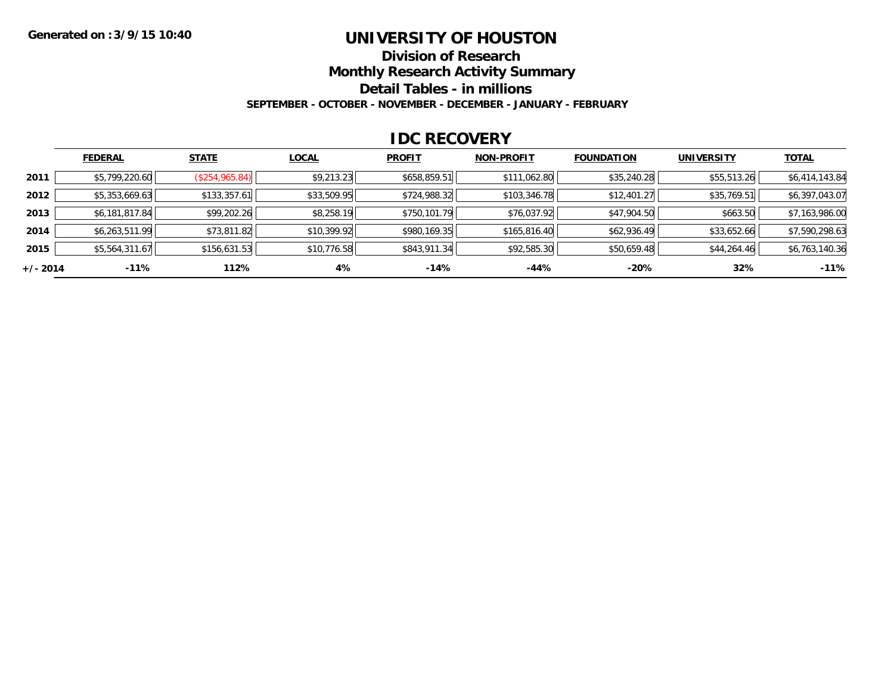Generated on :3/9/15 10:40

# UNIVERSITY OF HOUSTON

## Division of Research

## Monthly Research Activity Summary

## Detail Tables - in millions

**SEPTEMBER - OCTOBER - NOVEMBER - DECEMBER - JANUARY - FEBRUARY**

## IDC RECOVERY

| | FEDERAL | STATE | LOCAL | PROFIT | NON-PROFIT | FOUNDATION | UNIVERSITY | TOTAL |
|---|---|---|---|---|---|---|---|---|
| **2011** | $5,799,220.60 | ($254,965.84) | $9,213.23 | $658,859.51 | $111,062.80 | $35,240.28 | $55,513.26 | $6,414,143.84 |
| **2012** | $5,353,669.63 | $133,357.61 | $33,509.95 | $724,988.32 | $103,346.78 | $12,401.27 | $35,769.51 | $6,397,043.07 |
| **2013** | $6,181,817.84 | $99,202.26 | $8,258.19 | $750,101.79 | $76,037.92 | $47,904.50 | $663.50 | $7,163,986.00 |
| **2014** | $6,263,511.99 | $73,811.82 | $10,399.92 | $980,169.35 | $165,816.40 | $62,936.49 | $33,652.66 | $7,590,298.63 |
| **2015** | $5,564,311.67 | $156,631.53 | $10,776.58 | $843,911.34 | $92,585.30 | $50,659.48 | $44,264.46 | $6,763,140.36 |
| **+/- 2014** | **-11%** | **112%** | **4%** | **-14%** | **-44%** | **-20%** | **32%** | **-11%** |